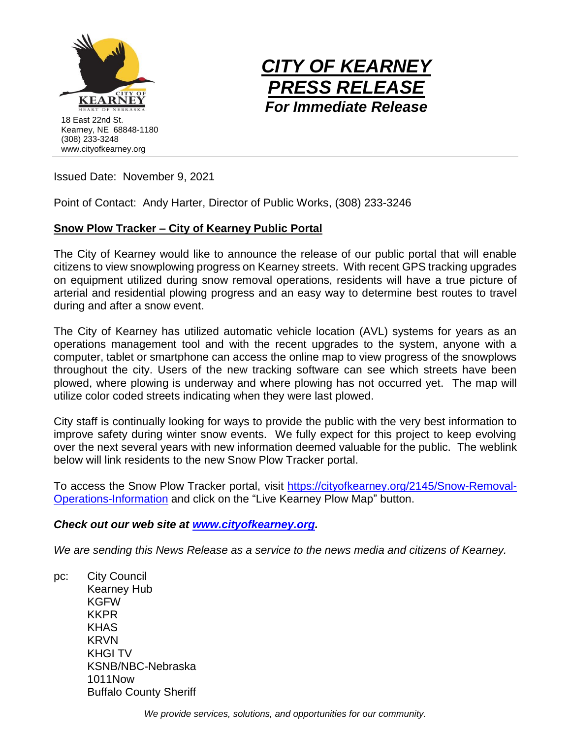18 East 22nd St.
Kearney, NE 68848-1180
(308) 233-3248
www.cityofkearney.org

# *CITY OF KEARNEY PRESS RELEASE*

***For Immediate Release***

Issued Date: November 9, 2021

Point of Contact: Andy Harter, Director of Public Works, (308) 233-3246

## Snow Plow Tracker – City of Kearney Public Portal

The City of Kearney would like to announce the release of our public portal that will enable citizens to view snowplowing progress on Kearney streets. With recent GPS tracking upgrades on equipment utilized during snow removal operations, residents will have a true picture of arterial and residential plowing progress and an easy way to determine best routes to travel during and after a snow event.

The City of Kearney has utilized automatic vehicle location (AVL) systems for years as an operations management tool and with the recent upgrades to the system, anyone with a computer, tablet or smartphone can access the online map to view progress of the snowplows throughout the city. Users of the new tracking software can see which streets have been plowed, where plowing is underway and where plowing has not occurred yet. The map will utilize color coded streets indicating when they were last plowed.

City staff is continually looking for ways to provide the public with the very best information to improve safety during winter snow events. We fully expect for this project to keep evolving over the next several years with new information deemed valuable for the public. The weblink below will link residents to the new Snow Plow Tracker portal.

To access the Snow Plow Tracker portal, visit [https://cityofkearney.org/2145/Snow-Removal-Operations-Information](https://cityofkearney.org/2145/Snow-Removal-Operations-Information) and click on the "Live Kearney Plow Map" button.

***Check out our web site at [www.cityofkearney.org](http://www.cityofkearney.org).***

*We are sending this News Release as a service to the news media and citizens of Kearney.*

pc: City Council
Kearney Hub
KGFW
KKPR
KHAS
KRVN
KHGI TV
KSNB/NBC-Nebraska
1011Now
Buffalo County Sheriff

*We provide services, solutions, and opportunities for our community.*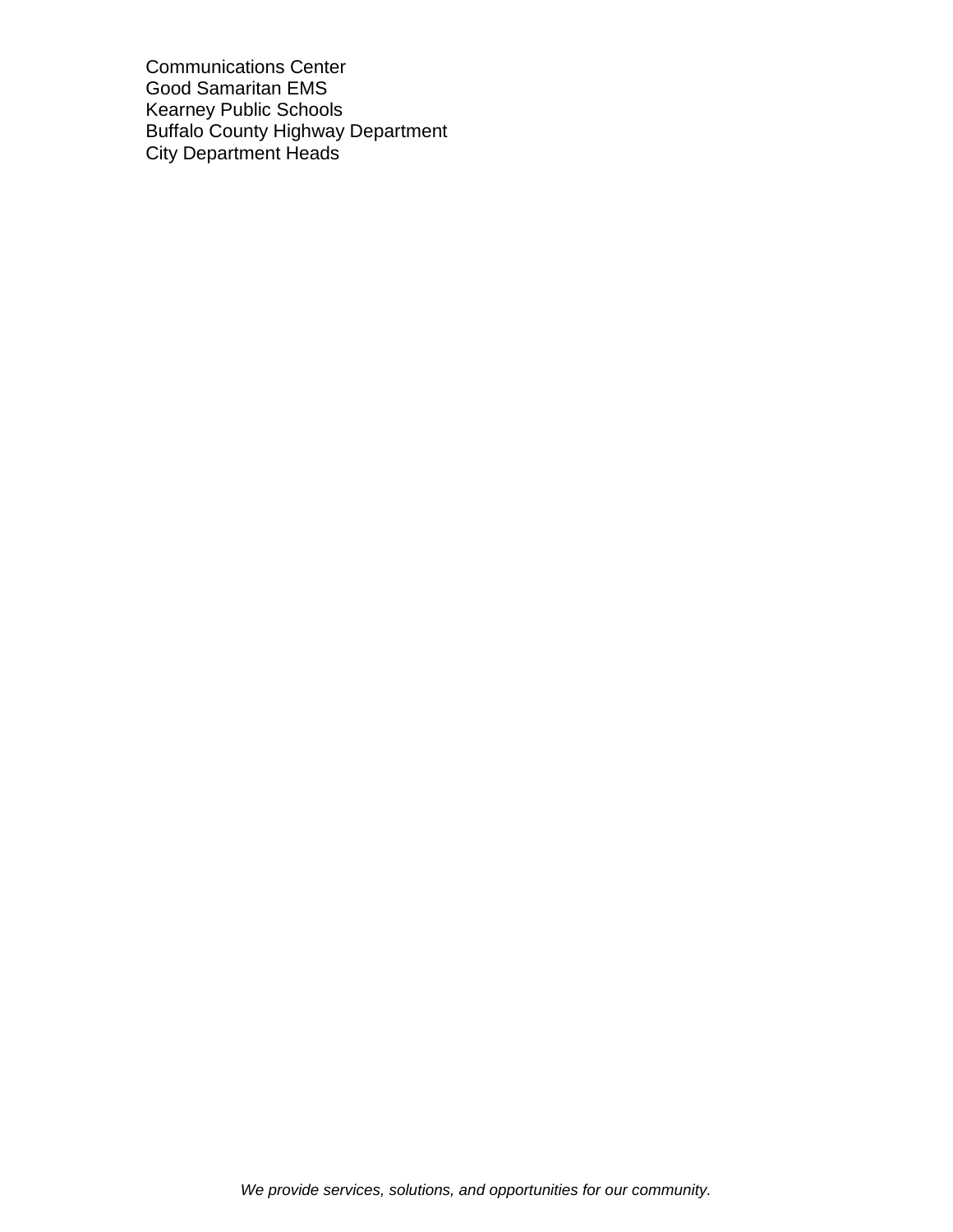Communications Center
Good Samaritan EMS
Kearney Public Schools
Buffalo County Highway Department
City Department Heads

*We provide services, solutions, and opportunities for our community.*